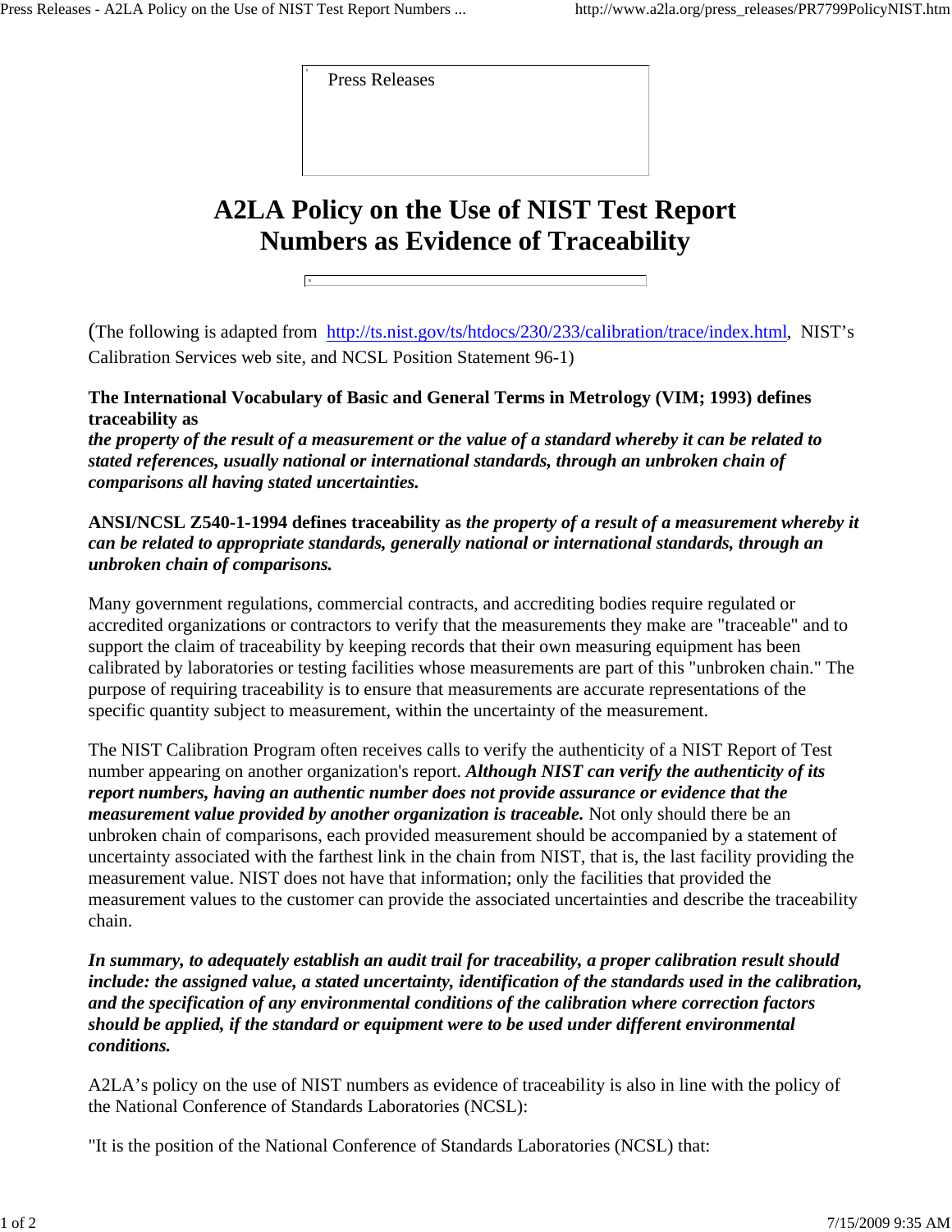Press Releases

# A2LA Policy on the Use of NIST Test Report Numbers as Evidence of Traceability

(The following is adapted from [http://ts.nist.gov/ts/htdocs/230/233/calibration/trace/index.html](http://ts.nist.gov/ts/htdocs/230/233/calibration/trace/index.html), NIST's Calibration Services web site, and NCSL Position Statement 96-1)

**The International Vocabulary of Basic and General Terms in Metrology (VIM; 1993) defines traceability as**
***the property of the result of a measurement or the value of a standard whereby it can be related to stated references, usually national or international standards, through an unbroken chain of comparisons all having stated uncertainties.***

**ANSI/NCSL Z540-1-1994 defines traceability as** ***the property of a result of a measurement whereby it can be related to appropriate standards, generally national or international standards, through an unbroken chain of comparisons.***

Many government regulations, commercial contracts, and accrediting bodies require regulated or accredited organizations or contractors to verify that the measurements they make are "traceable" and to support the claim of traceability by keeping records that their own measuring equipment has been calibrated by laboratories or testing facilities whose measurements are part of this "unbroken chain." The purpose of requiring traceability is to ensure that measurements are accurate representations of the specific quantity subject to measurement, within the uncertainty of the measurement.

The NIST Calibration Program often receives calls to verify the authenticity of a NIST Report of Test number appearing on another organization's report. ***Although NIST can verify the authenticity of its report numbers, having an authentic number does not provide assurance or evidence that the measurement value provided by another organization is traceable.*** Not only should there be an unbroken chain of comparisons, each provided measurement should be accompanied by a statement of uncertainty associated with the farthest link in the chain from NIST, that is, the last facility providing the measurement value. NIST does not have that information; only the facilities that provided the measurement values to the customer can provide the associated uncertainties and describe the traceability chain.

***In summary, to adequately establish an audit trail for traceability, a proper calibration result should include: the assigned value, a stated uncertainty, identification of the standards used in the calibration, and the specification of any environmental conditions of the calibration where correction factors should be applied, if the standard or equipment were to be used under different environmental conditions.***

A2LA's policy on the use of NIST numbers as evidence of traceability is also in line with the policy of the National Conference of Standards Laboratories (NCSL):

"It is the position of the National Conference of Standards Laboratories (NCSL) that: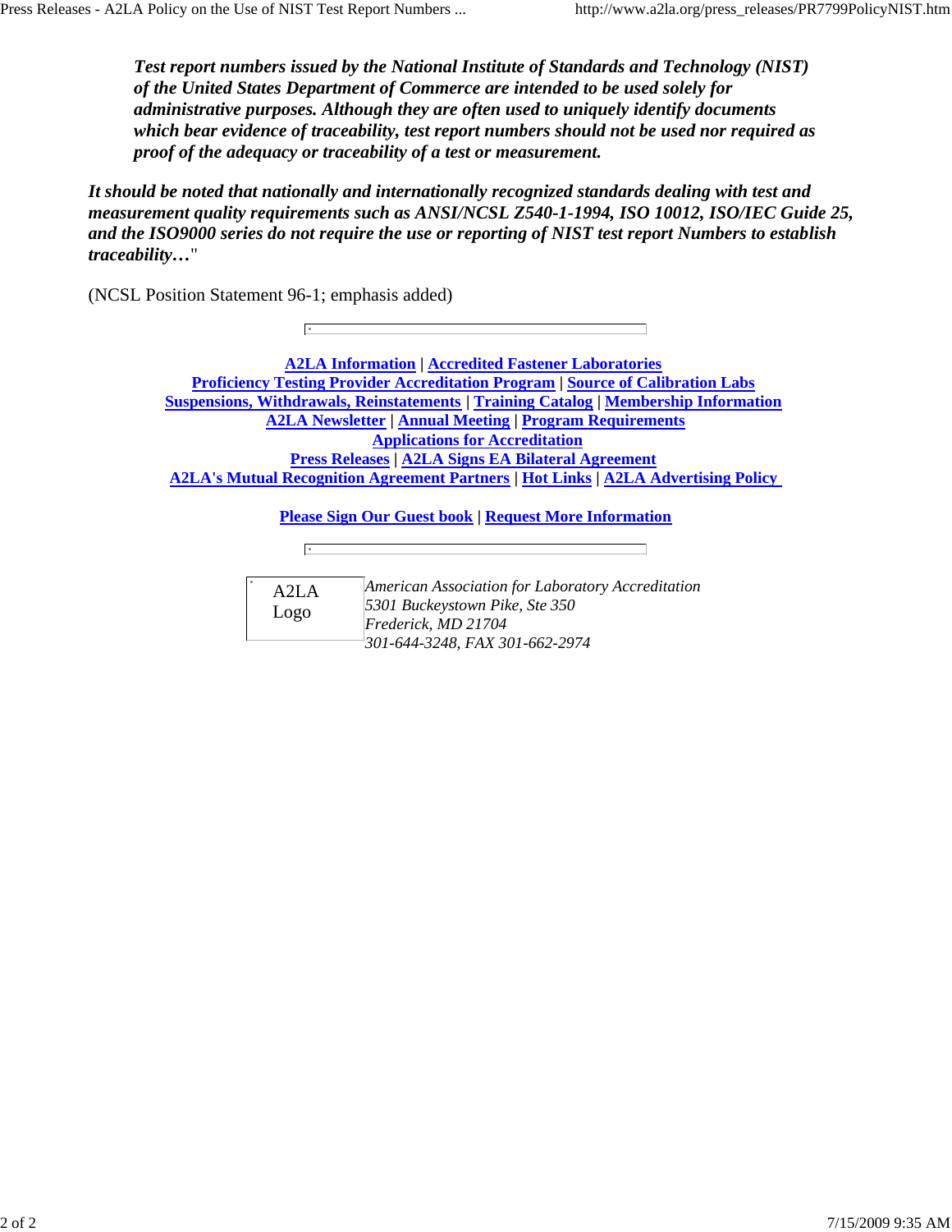***Test report numbers issued by the National Institute of Standards and Technology (NIST) of the United States Department of Commerce are intended to be used solely for administrative purposes. Although they are often used to uniquely identify documents which bear evidence of traceability, test report numbers should not be used nor required as proof of the adequacy or traceability of a test or measurement.***

***It should be noted that nationally and internationally recognized standards dealing with test and measurement quality requirements such as ANSI/NCSL Z540-1-1994, ISO 10012, ISO/IEC Guide 25, and the ISO9000 series do not require the use or reporting of NIST test report Numbers to establish traceability…***"

(NCSL Position Statement 96-1; emphasis added)

**A2LA Information** | **Accredited Fastener Laboratories**
**Proficiency Testing Provider Accreditation Program** | **Source of Calibration Labs**
**Suspensions, Withdrawals, Reinstatements** | **Training Catalog** | **Membership Information**
**A2LA Newsletter** | **Annual Meeting** | **Program Requirements**
**Applications for Accreditation**
**Press Releases** | **A2LA Signs EA Bilateral Agreement**
**A2LA's Mutual Recognition Agreement Partners** | **Hot Links** | **A2LA Advertising Policy**

**Please Sign Our Guest book** | **Request More Information**

A2LA Logo

*American Association for Laboratory Accreditation*
*5301 Buckeystown Pike, Ste 350*
*Frederick, MD 21704*
*301-644-3248, FAX 301-662-2974*